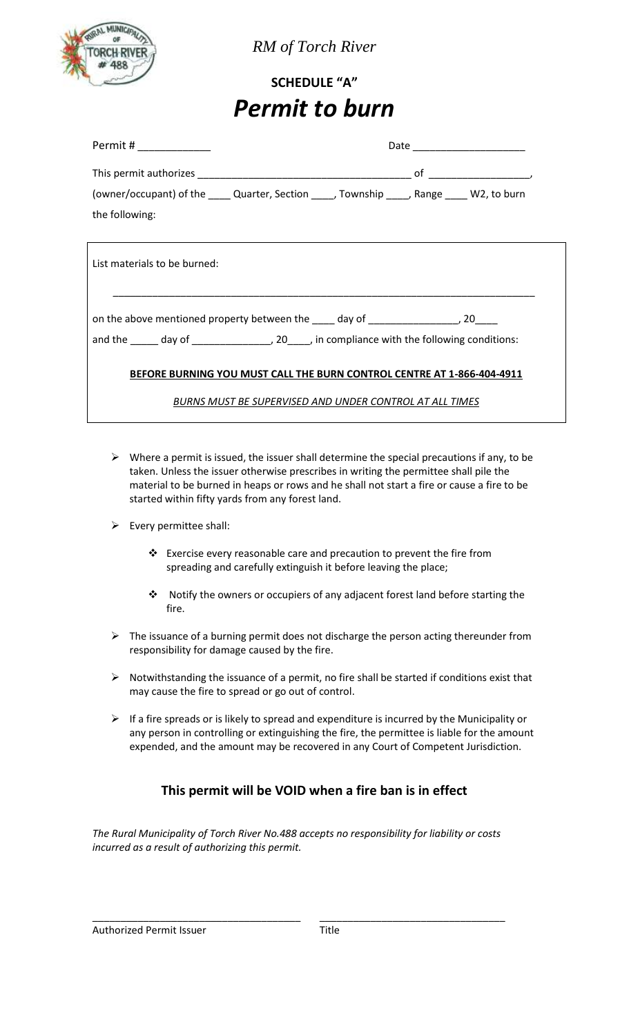*RM of Torch River*

**SCHEDULE "A"**

# *Permit to burn*

Permit # ____________ Date ____________________

This permit authorizes ______________________________________ of __________________,

(owner/occupant) of the ____ Quarter, Section ____, Township ____, Range ____ W2, to burn the following:

List materials to be burned:

___________________________________________________________________________

on the above mentioned property between the ____ day of ________________, 20____

and the _____ day of ______________, 20____, in compliance with the following conditions:

**BEFORE BURNING YOU MUST CALL THE BURN CONTROL CENTRE AT 1-866-404-4911**

*BURNS MUST BE SUPERVISED AND UNDER CONTROL AT ALL TIMES*

- Where a permit is issued, the issuer shall determine the special precautions if any, to be taken. Unless the issuer otherwise prescribes in writing the permittee shall pile the material to be burned in heaps or rows and he shall not start a fire or cause a fire to be started within fifty yards from any forest land.
- Every permittee shall:
  - Exercise every reasonable care and precaution to prevent the fire from spreading and carefully extinguish it before leaving the place;
  - Notify the owners or occupiers of any adjacent forest land before starting the fire.
- The issuance of a burning permit does not discharge the person acting thereunder from responsibility for damage caused by the fire.
- Notwithstanding the issuance of a permit, no fire shall be started if conditions exist that may cause the fire to spread or go out of control.
- If a fire spreads or is likely to spread and expenditure is incurred by the Municipality or any person in controlling or extinguishing the fire, the permittee is liable for the amount expended, and the amount may be recovered in any Court of Competent Jurisdiction.

## This permit will be VOID when a fire ban is in effect

*The Rural Municipality of Torch River No.488 accepts no responsibility for liability or costs incurred as a result of authorizing this permit.*

____________________________________ ________________________________

Authorized Permit Issuer Title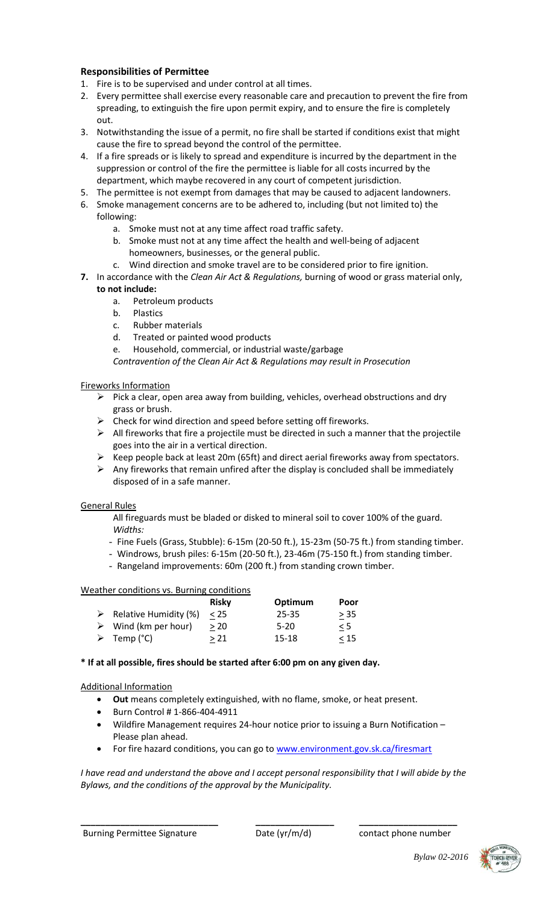### Responsibilities of Permittee

1. Fire is to be supervised and under control at all times.
2. Every permittee shall exercise every reasonable care and precaution to prevent the fire from spreading, to extinguish the fire upon permit expiry, and to ensure the fire is completely out.
3. Notwithstanding the issue of a permit, no fire shall be started if conditions exist that might cause the fire to spread beyond the control of the permittee.
4. If a fire spreads or is likely to spread and expenditure is incurred by the department in the suppression or control of the fire the permittee is liable for all costs incurred by the department, which maybe recovered in any court of competent jurisdiction.
5. The permittee is not exempt from damages that may be caused to adjacent landowners.
6. Smoke management concerns are to be adhered to, including (but not limited to) the following:
   a. Smoke must not at any time affect road traffic safety.
   b. Smoke must not at any time affect the health and well-being of adjacent homeowners, businesses, or the general public.
   c. Wind direction and smoke travel are to be considered prior to fire ignition.
7. In accordance with the *Clean Air Act & Regulations,* burning of wood or grass material only, **to not include:**
   a. Petroleum products
   b. Plastics
   c. Rubber materials
   d. Treated or painted wood products
   e. Household, commercial, or industrial waste/garbage

   *Contravention of the Clean Air Act & Regulations may result in Prosecution*

Fireworks Information

- Pick a clear, open area away from building, vehicles, overhead obstructions and dry grass or brush.
- Check for wind direction and speed before setting off fireworks.
- All fireworks that fire a projectile must be directed in such a manner that the projectile goes into the air in a vertical direction.
- Keep people back at least 20m (65ft) and direct aerial fireworks away from spectators.
- Any fireworks that remain unfired after the display is concluded shall be immediately disposed of in a safe manner.

General Rules

All fireguards must be bladed or disked to mineral soil to cover 100% of the guard.
*Widths:*

- Fine Fuels (Grass, Stubble): 6-15m (20-50 ft.), 15-23m (50-75 ft.) from standing timber.
- Windrows, brush piles: 6-15m (20-50 ft.), 23-46m (75-150 ft.) from standing timber.
- Rangeland improvements: 60m (200 ft.) from standing crown timber.

Weather conditions vs. Burning conditions

| | Risky | Optimum | Poor |
|---|---|---|---|
| Relative Humidity (%) | < 25 | 25-35 | > 35 |
| Wind (km per hour) | > 20 | 5-20 | < 5 |
| Temp (°C) | > 21 | 15-18 | < 15 |

**\* If at all possible, fires should be started after 6:00 pm on any given day.**

Additional Information

- **Out** means completely extinguished, with no flame, smoke, or heat present.
- Burn Control # 1-866-404-4911
- Wildfire Management requires 24-hour notice prior to issuing a Burn Notification – Please plan ahead.
- For fire hazard conditions, you can go to www.environment.gov.sk.ca/firesmart

*I have read and understand the above and I accept personal responsibility that I will abide by the Bylaws, and the conditions of the approval by the Municipality.*

\_\_\_\_\_\_\_\_\_\_\_\_\_\_\_\_\_\_\_\_\_\_\_\_\_\_\_ \_\_\_\_\_\_\_\_\_\_\_\_\_\_\_\_ \_\_\_\_\_\_\_\_\_\_\_\_\_\_\_\_\_\_\_

Burning Permittee Signature        Date (yr/m/d)        contact phone number

*Bylaw 02-2016*